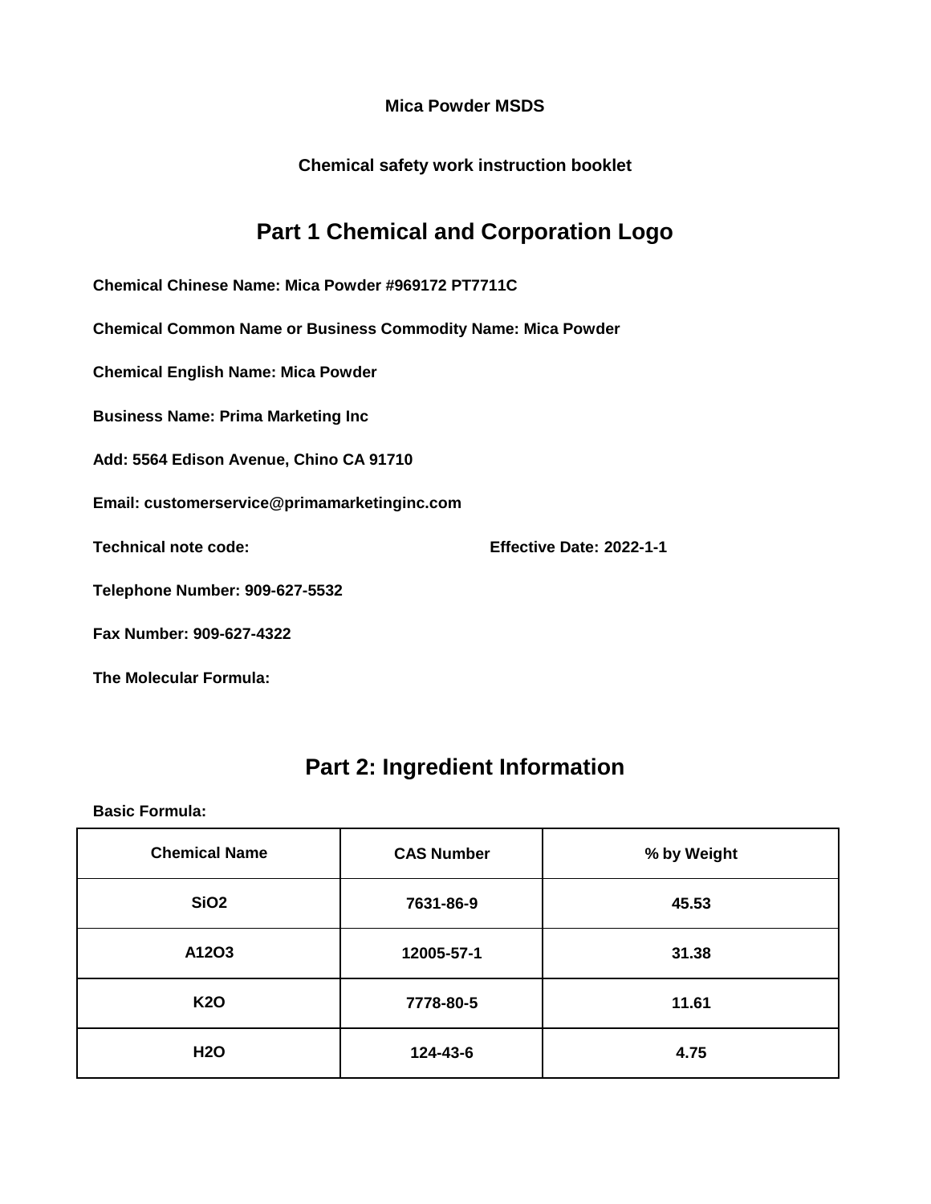**Mica Powder MSDS**

**Chemical safety work instruction booklet**

# Part 1 Chemical and Corporation Logo

**Chemical Chinese Name: Mica Powder #969172 PT7711C**

**Chemical Common Name or Business Commodity Name: Mica Powder**

**Chemical English Name: Mica Powder**

**Business Name: Prima Marketing Inc**

**Add: 5564 Edison Avenue, Chino CA 91710**

**Email: customerservice@primamarketinginc.com**

**Technical note code:** **Effective Date: 2022-1-1**

**Telephone Number: 909-627-5532**

**Fax Number: 909-627-4322**

**The Molecular Formula:**

# Part 2: Ingredient Information

**Basic Formula:**

| Chemical Name | CAS Number | % by Weight |
|---|---|---|
| $SiO_2$ | 7631-86-9 | 45.53 |
| A12O3 | 12005-57-1 | 31.38 |
| $K_2O$ | 7778-80-5 | 11.61 |
| $H_2O$ | 124-43-6 | 4.75 |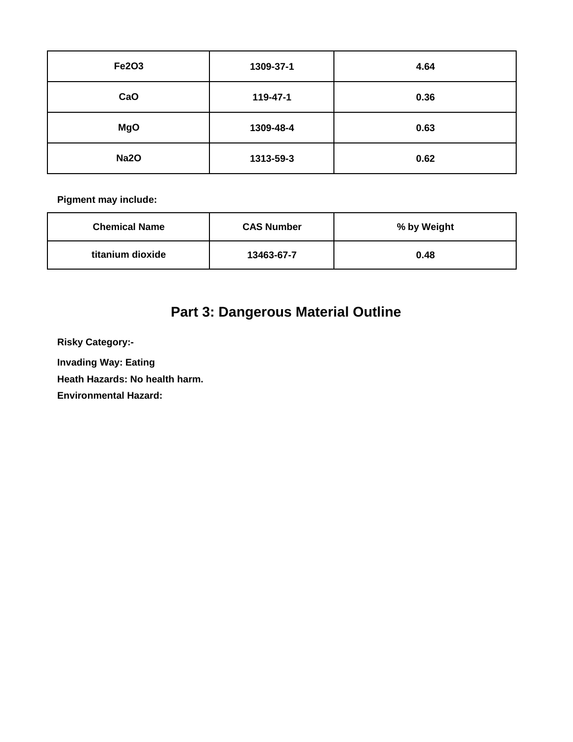| $Fe_2O_3$ | 1309-37-1 | 4.64 |
|---|---|---|
| CaO | 119-47-1 | 0.36 |
| MgO | 1309-48-4 | 0.63 |
| $Na_2O$ | 1313-59-3 | 0.62 |

**Pigment may include:**

| Chemical Name | CAS Number | % by Weight |
|---|---|---|
| titanium dioxide | 13463-67-7 | 0.48 |

## Part 3: Dangerous Material Outline

**Risky Category:-**

**Invading Way: Eating**

**Heath Hazards: No health harm.**

**Environmental Hazard:**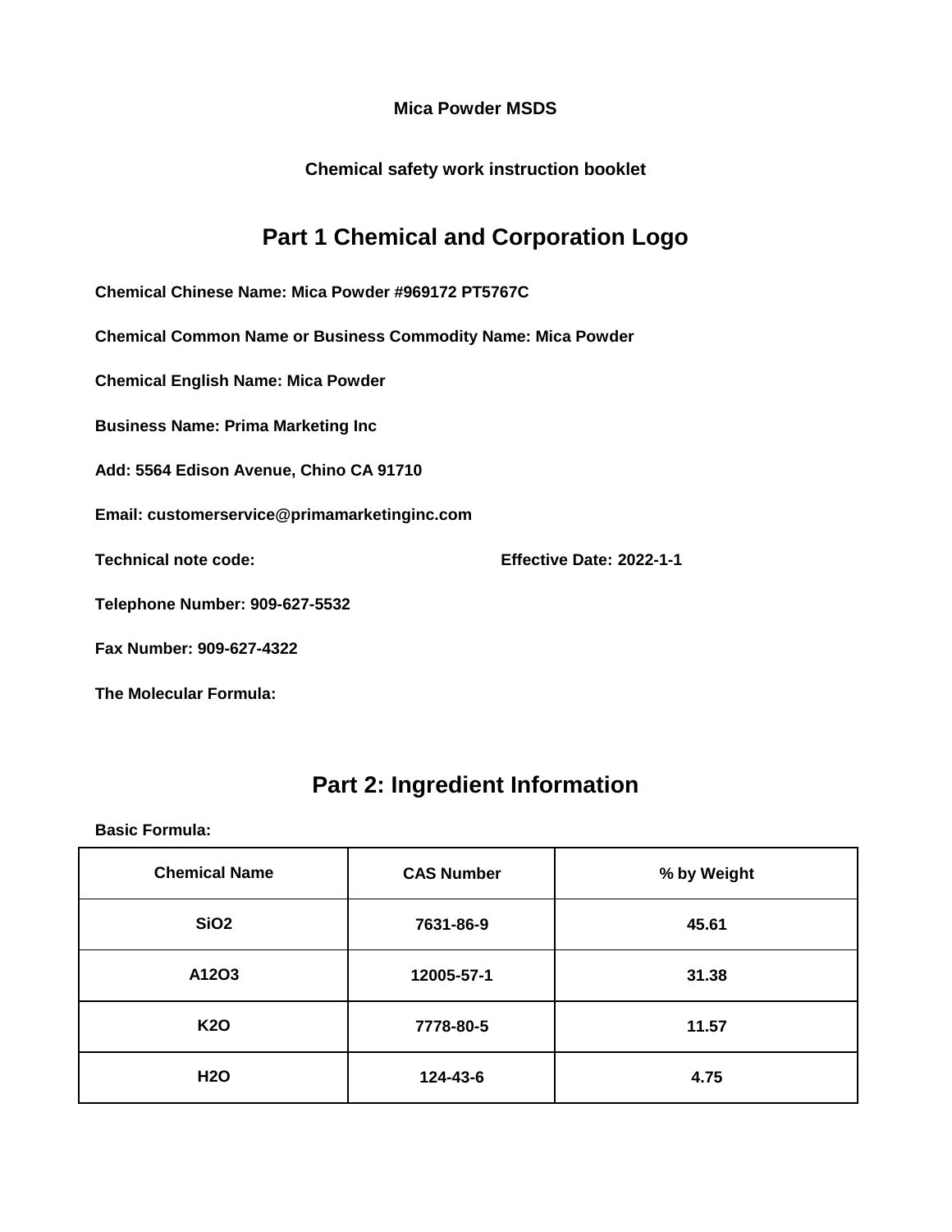**Mica Powder MSDS**

**Chemical safety work instruction booklet**

## Part 1 Chemical and Corporation Logo

**Chemical Chinese Name: Mica Powder #969172 PT5767C**

**Chemical Common Name or Business Commodity Name: Mica Powder**

**Chemical English Name: Mica Powder**

**Business Name: Prima Marketing Inc**

**Add: 5564 Edison Avenue, Chino CA 91710**

**Email: customerservice@primamarketinginc.com**

**Technical note code:** **Effective Date: 2022-1-1**

**Telephone Number: 909-627-5532**

**Fax Number: 909-627-4322**

**The Molecular Formula:**

## Part 2: Ingredient Information

**Basic Formula:**

| Chemical Name | CAS Number | % by Weight |
|---|---|---|
| $SiO_2$ | 7631-86-9 | 45.61 |
| A12O3 | 12005-57-1 | 31.38 |
| $K_2O$ | 7778-80-5 | 11.57 |
| $H_2O$ | 124-43-6 | 4.75 |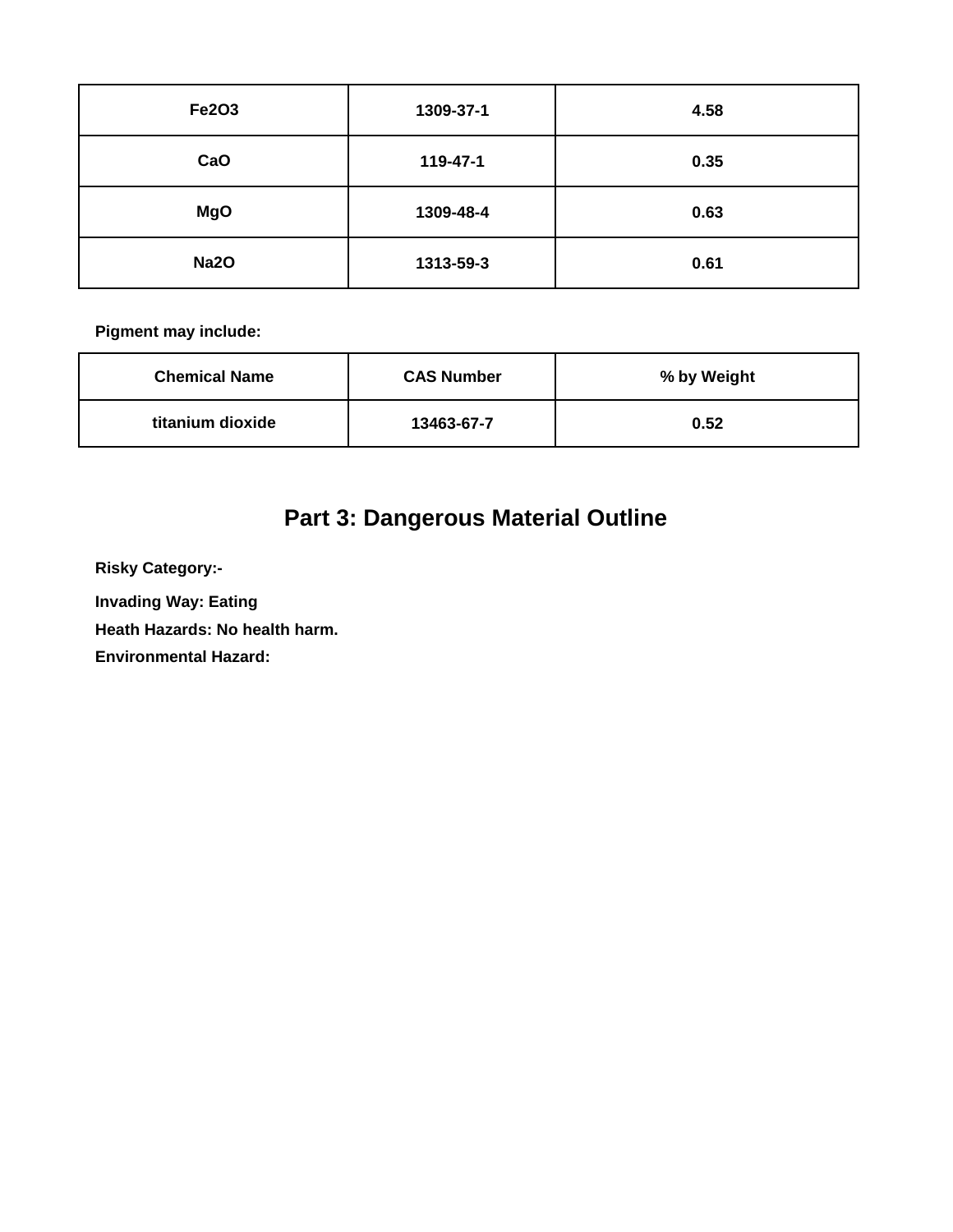| $Fe_2O_3$ | 1309-37-1 | 4.58 |
|---|---|---|
| CaO | 119-47-1 | 0.35 |
| MgO | 1309-48-4 | 0.63 |
| $Na_2O$ | 1313-59-3 | 0.61 |

**Pigment may include:**

| Chemical Name | CAS Number | % by Weight |
|---|---|---|
| titanium dioxide | 13463-67-7 | 0.52 |

## Part 3: Dangerous Material Outline

**Risky Category:-**

**Invading Way: Eating**

**Heath Hazards: No health harm.**

**Environmental Hazard:**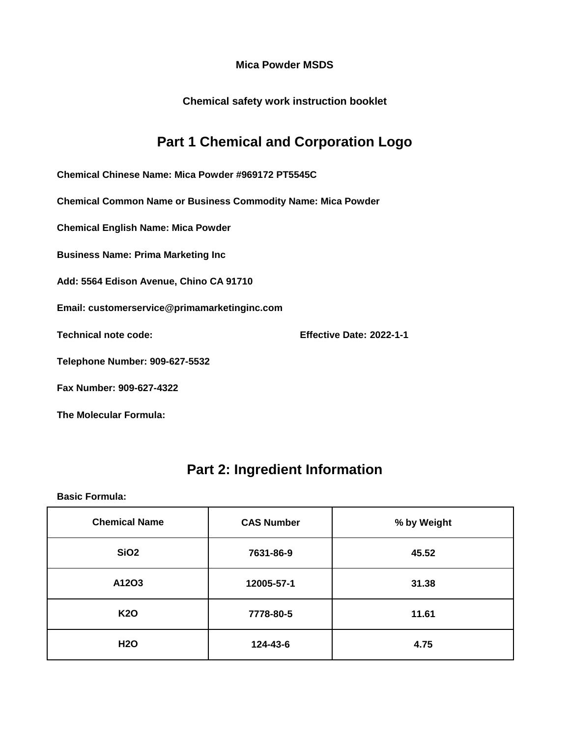**Mica Powder MSDS**

**Chemical safety work instruction booklet**

## Part 1 Chemical and Corporation Logo

**Chemical Chinese Name: Mica Powder #969172 PT5545C**

**Chemical Common Name or Business Commodity Name: Mica Powder**

**Chemical English Name: Mica Powder**

**Business Name: Prima Marketing Inc**

**Add: 5564 Edison Avenue, Chino CA 91710**

**Email: customerservice@primamarketinginc.com**

**Technical note code:** **Effective Date: 2022-1-1**

**Telephone Number: 909-627-5532**

**Fax Number: 909-627-4322**

**The Molecular Formula:**

## Part 2: Ingredient Information

**Basic Formula:**

| Chemical Name | CAS Number | % by Weight |
|---|---|---|
| SiO2 | 7631-86-9 | 45.52 |
| A12O3 | 12005-57-1 | 31.38 |
| K2O | 7778-80-5 | 11.61 |
| H2O | 124-43-6 | 4.75 |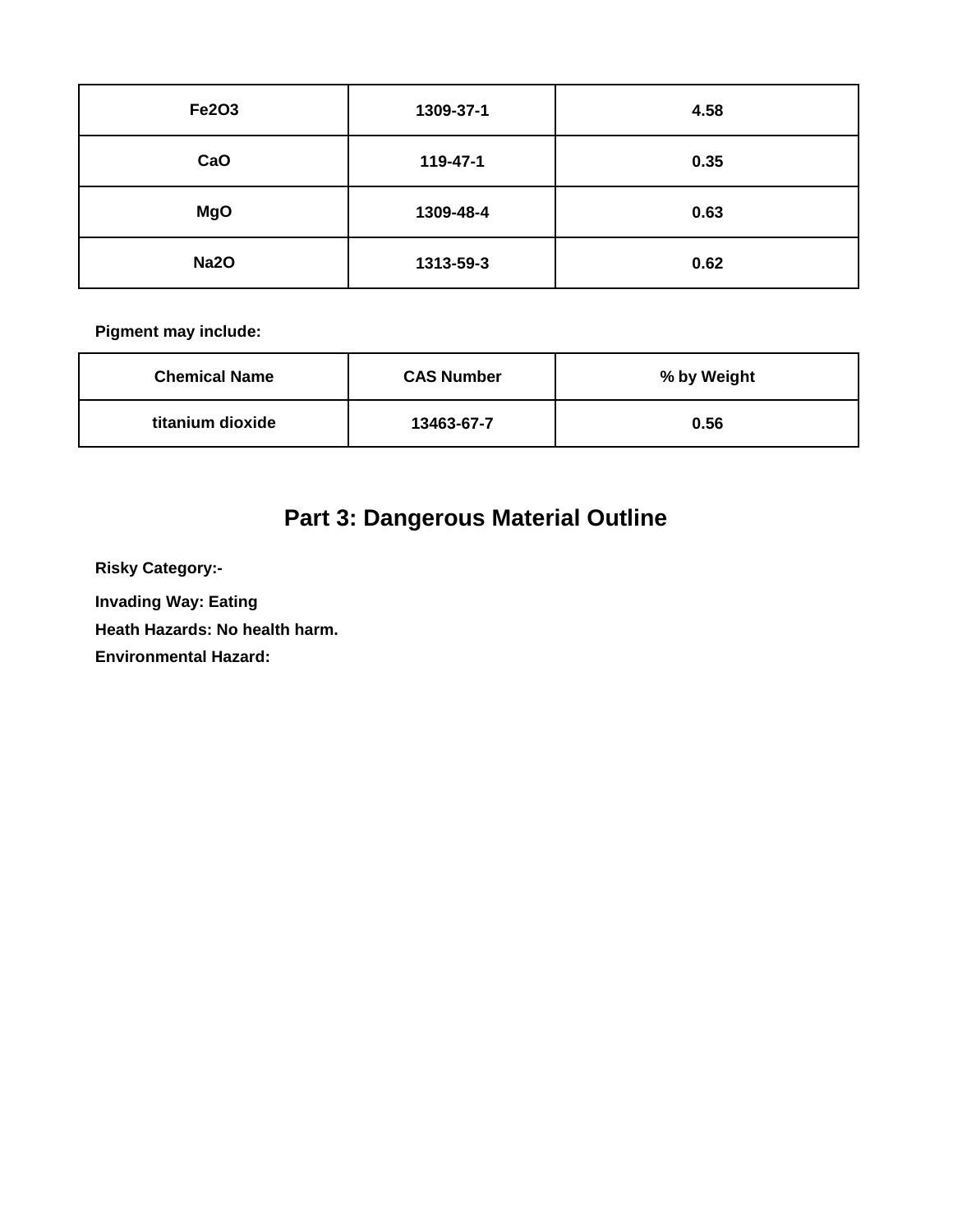| $Fe_2O_3$ | 1309-37-1 | 4.58 |
| --- | --- | --- |
| CaO | 119-47-1 | 0.35 |
| MgO | 1309-48-4 | 0.63 |
| $Na_2O$ | 1313-59-3 | 0.62 |

**Pigment may include:**

| Chemical Name | CAS Number | % by Weight |
| --- | --- | --- |
| titanium dioxide | 13463-67-7 | 0.56 |

## Part 3: Dangerous Material Outline

**Risky Category:-**

**Invading Way: Eating**

**Heath Hazards: No health harm.**

**Environmental Hazard:**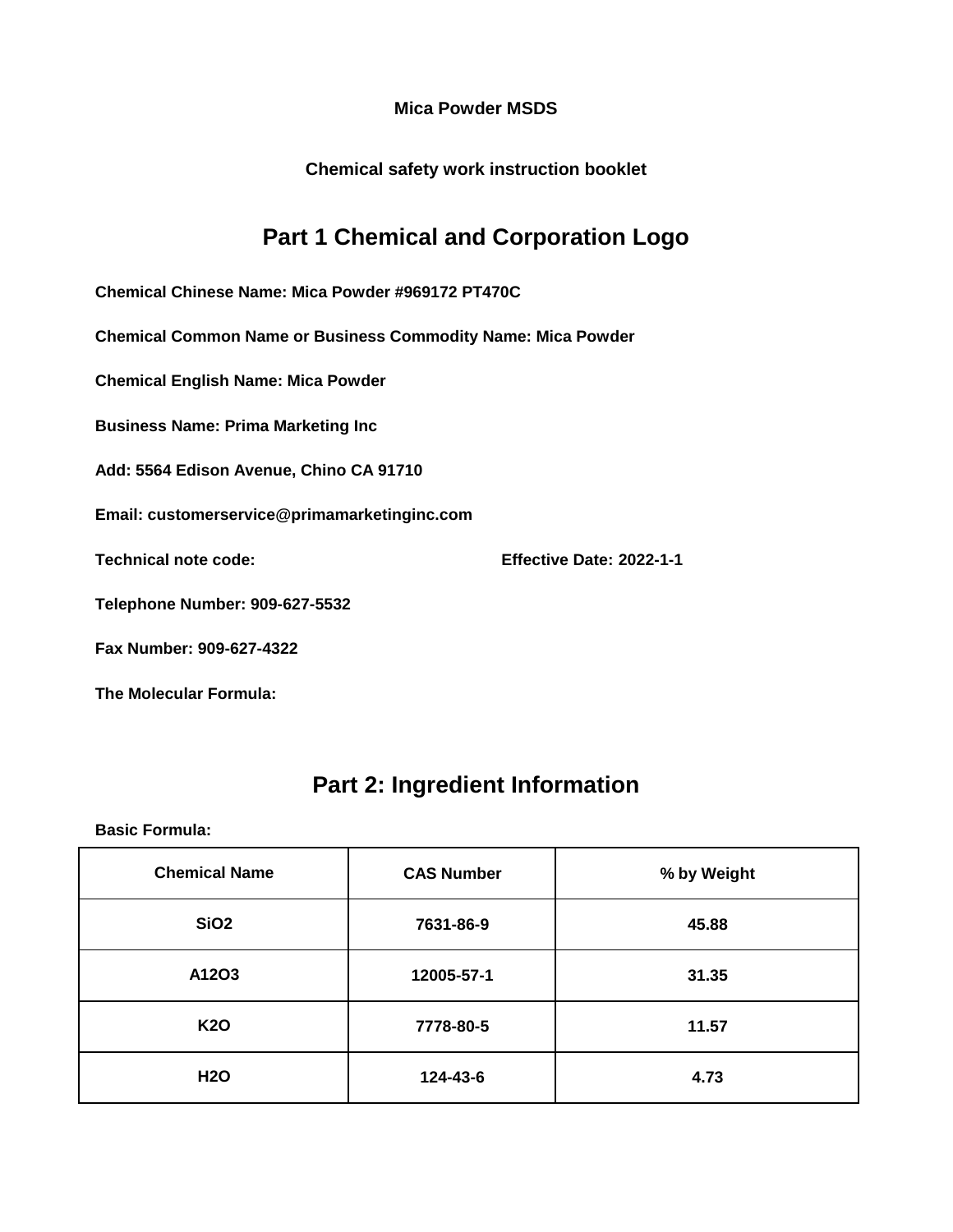**Mica Powder MSDS**

**Chemical safety work instruction booklet**

## Part 1 Chemical and Corporation Logo

**Chemical Chinese Name: Mica Powder #969172 PT470C**

**Chemical Common Name or Business Commodity Name: Mica Powder**

**Chemical English Name: Mica Powder**

**Business Name: Prima Marketing Inc**

**Add: 5564 Edison Avenue, Chino CA 91710**

**Email: customerservice@primamarketinginc.com**

**Technical note code:** **Effective Date: 2022-1-1**

**Telephone Number: 909-627-5532**

**Fax Number: 909-627-4322**

**The Molecular Formula:**

## Part 2: Ingredient Information

**Basic Formula:**

| Chemical Name | CAS Number | % by Weight |
|---|---|---|
| $SiO_2$ | 7631-86-9 | 45.88 |
| $A1_2O_3$ | 12005-57-1 | 31.35 |
| $K_2O$ | 7778-80-5 | 11.57 |
| $H_2O$ | 124-43-6 | 4.73 |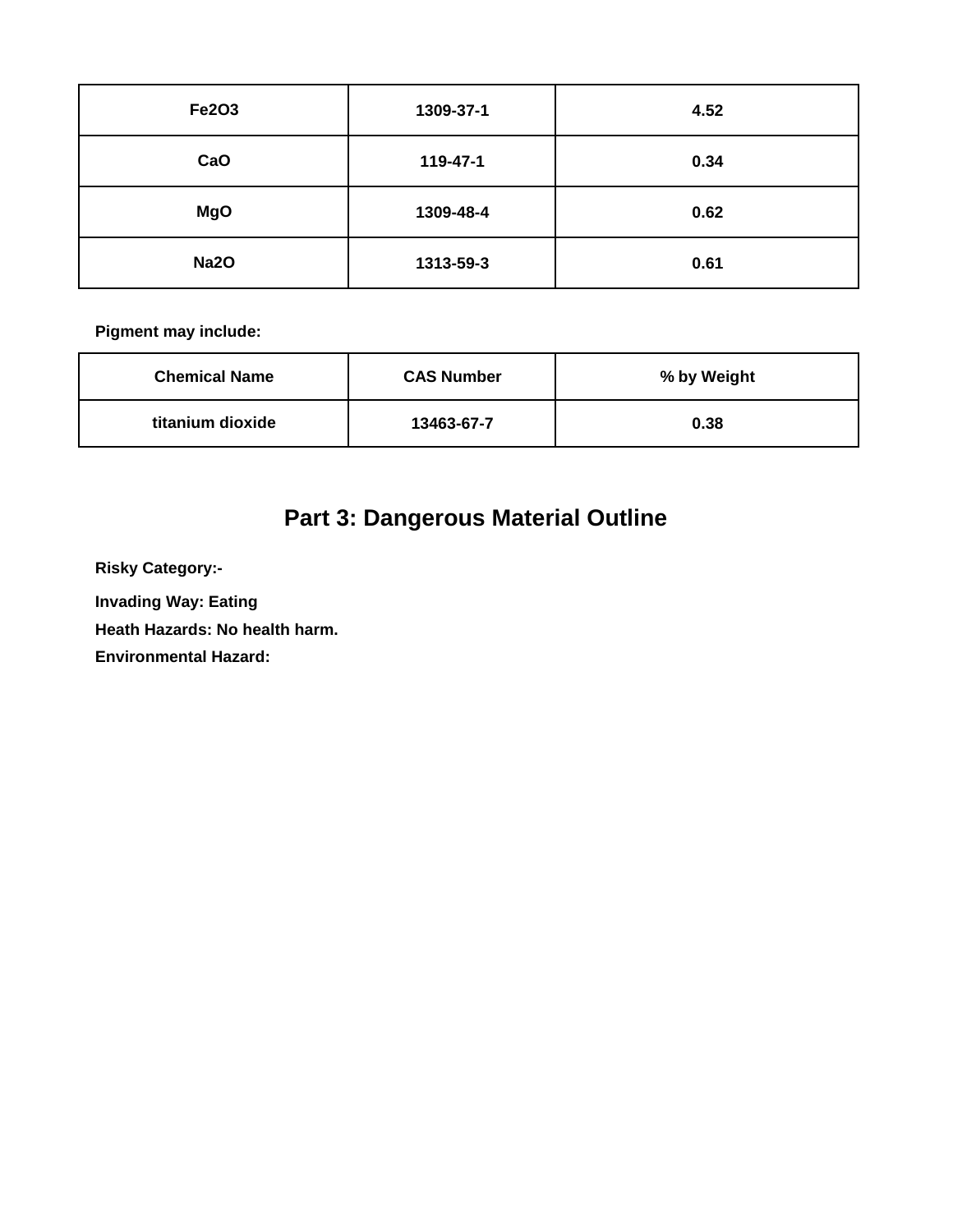| $Fe_2O_3$ | 1309-37-1 | 4.52 |
|---|---|---|
| CaO | 119-47-1 | 0.34 |
| MgO | 1309-48-4 | 0.62 |
| $Na_2O$ | 1313-59-3 | 0.61 |

**Pigment may include:**

| Chemical Name | CAS Number | % by Weight |
|---|---|---|
| titanium dioxide | 13463-67-7 | 0.38 |

## Part 3: Dangerous Material Outline

**Risky Category:-**

**Invading Way: Eating**

**Heath Hazards: No health harm.**

**Environmental Hazard:**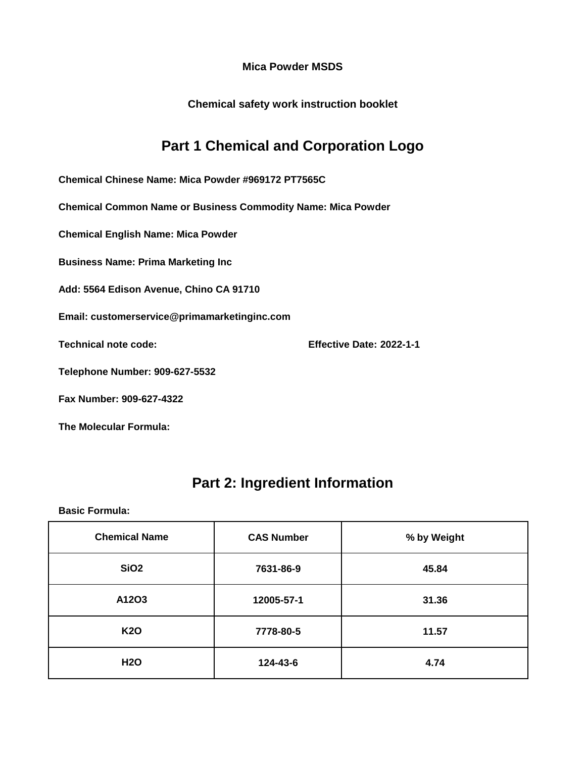**Mica Powder MSDS**

**Chemical safety work instruction booklet**

## Part 1 Chemical and Corporation Logo

**Chemical Chinese Name: Mica Powder #969172 PT7565C**

**Chemical Common Name or Business Commodity Name: Mica Powder**

**Chemical English Name: Mica Powder**

**Business Name: Prima Marketing Inc**

**Add: 5564 Edison Avenue, Chino CA 91710**

**Email: customerservice@primamarketinginc.com**

**Technical note code:** **Effective Date: 2022-1-1**

**Telephone Number: 909-627-5532**

**Fax Number: 909-627-4322**

**The Molecular Formula:**

## Part 2: Ingredient Information

**Basic Formula:**

| Chemical Name | CAS Number | % by Weight |
|---|---|---|
| $SiO_2$ | 7631-86-9 | 45.84 |
| A12O3 | 12005-57-1 | 31.36 |
| $K_2O$ | 7778-80-5 | 11.57 |
| $H_2O$ | 124-43-6 | 4.74 |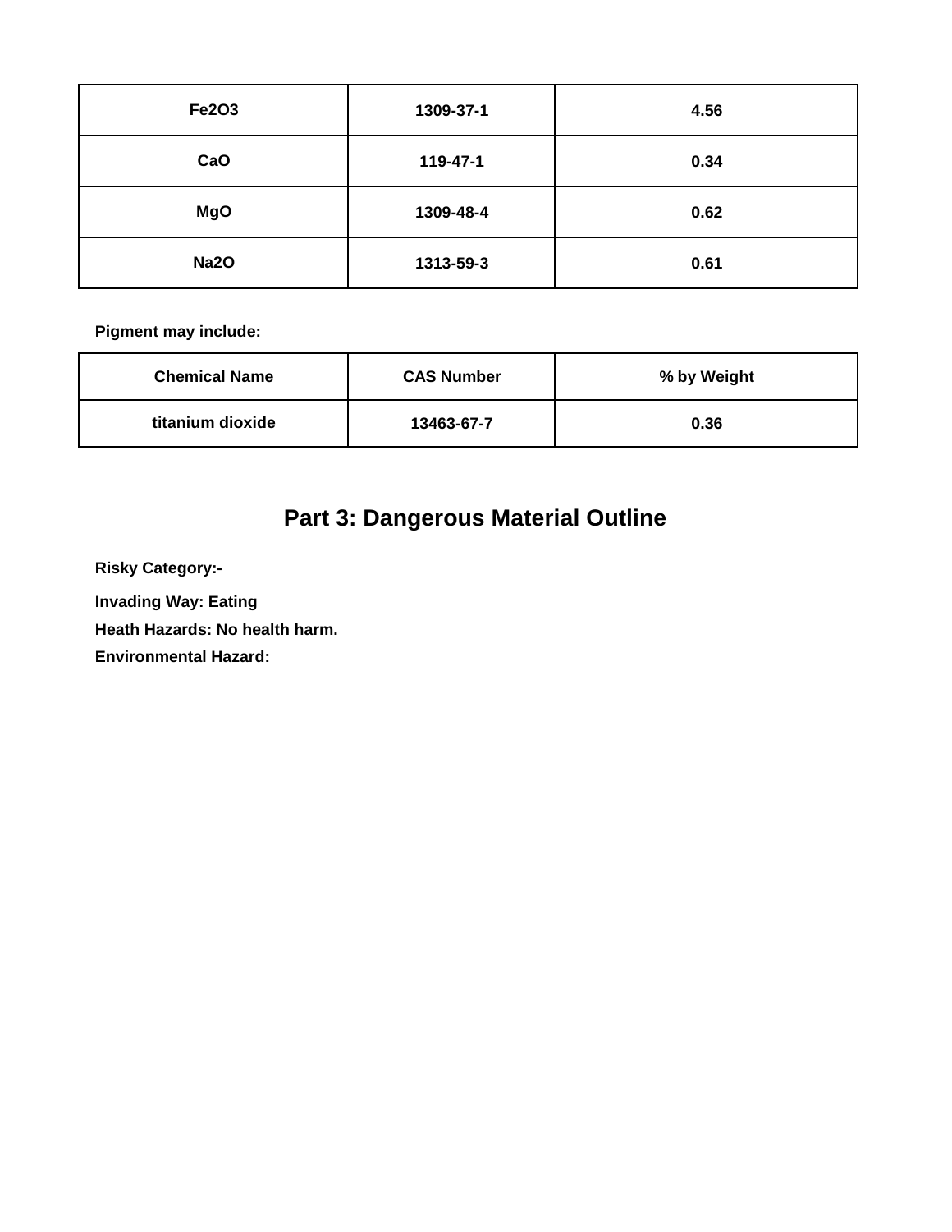| | | |
|---|---|---|
| $Fe_2O_3$ | 1309-37-1 | 4.56 |
| CaO | 119-47-1 | 0.34 |
| MgO | 1309-48-4 | 0.62 |
| $Na_2O$ | 1313-59-3 | 0.61 |

**Pigment may include:**

| Chemical Name | CAS Number | % by Weight |
|---|---|---|
| titanium dioxide | 13463-67-7 | 0.36 |

## Part 3: Dangerous Material Outline

**Risky Category:-**

**Invading Way: Eating**

**Heath Hazards: No health harm.**

**Environmental Hazard:**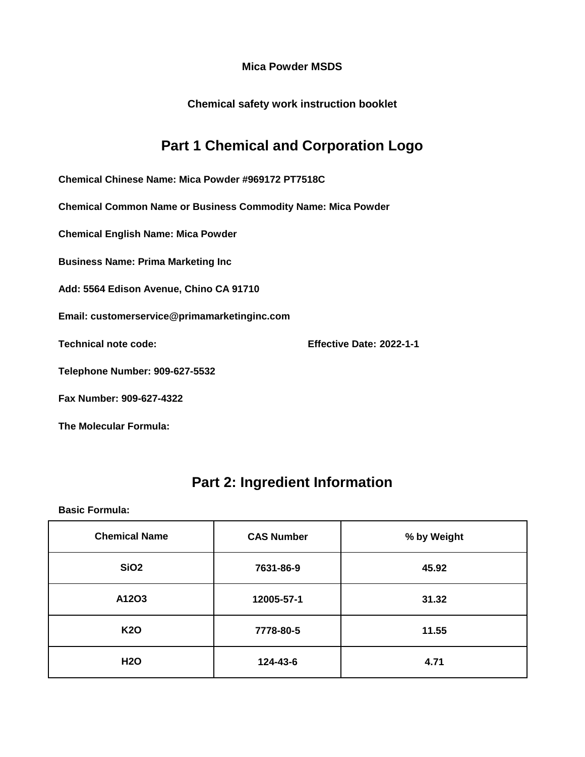**Mica Powder MSDS**

**Chemical safety work instruction booklet**

## Part 1 Chemical and Corporation Logo

**Chemical Chinese Name: Mica Powder #969172 PT7518C**

**Chemical Common Name or Business Commodity Name: Mica Powder**

**Chemical English Name: Mica Powder**

**Business Name: Prima Marketing Inc**

**Add: 5564 Edison Avenue, Chino CA 91710**

**Email: customerservice@primamarketinginc.com**

**Technical note code:** **Effective Date: 2022-1-1**

**Telephone Number: 909-627-5532**

**Fax Number: 909-627-4322**

**The Molecular Formula:**

## Part 2: Ingredient Information

**Basic Formula:**

| Chemical Name | CAS Number | % by Weight |
| --- | --- | --- |
| $SiO_2$ | 7631-86-9 | 45.92 |
| A12O3 | 12005-57-1 | 31.32 |
| $K_2O$ | 7778-80-5 | 11.55 |
| $H_2O$ | 124-43-6 | 4.71 |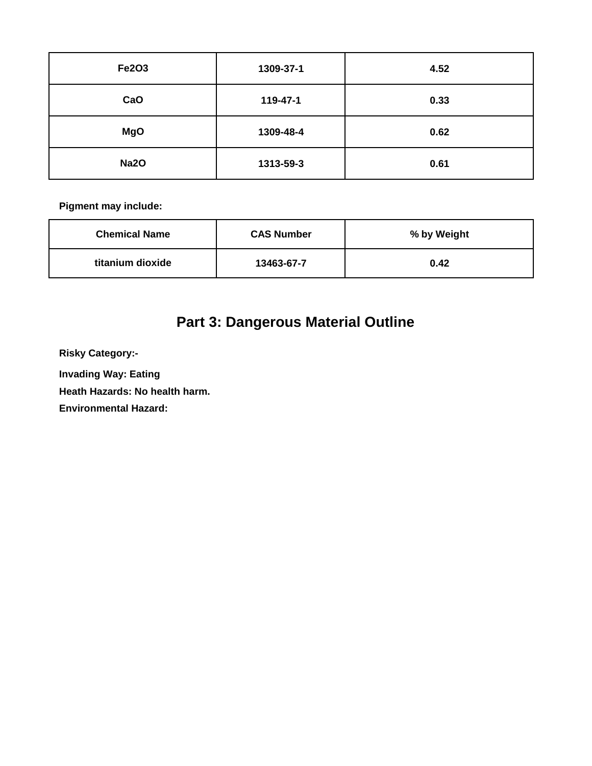| | | |
|---|---|---|
| $Fe_2O_3$ | 1309-37-1 | 4.52 |
| CaO | 119-47-1 | 0.33 |
| MgO | 1309-48-4 | 0.62 |
| $Na_2O$ | 1313-59-3 | 0.61 |

**Pigment may include:**

| Chemical Name | CAS Number | % by Weight |
|---|---|---|
| titanium dioxide | 13463-67-7 | 0.42 |

## Part 3: Dangerous Material Outline

**Risky Category:-**

**Invading Way: Eating**

**Heath Hazards: No health harm.**

**Environmental Hazard:**